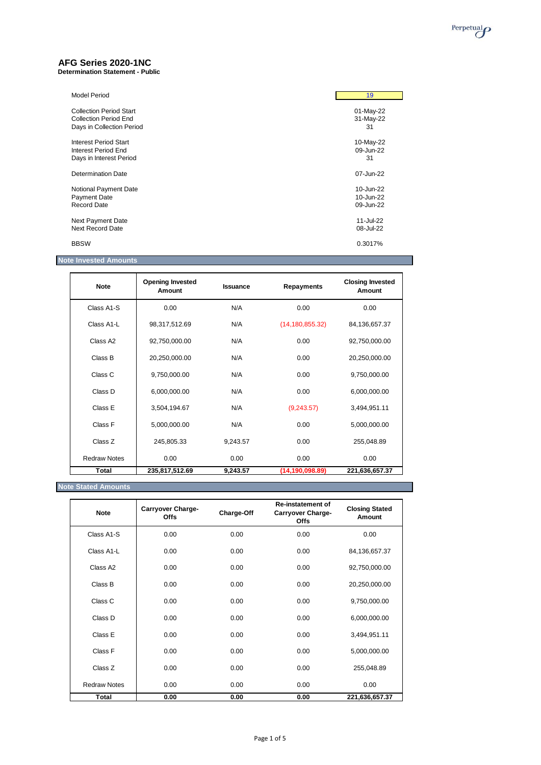# AFG Series 2020-1NC

**Determination Statement - Public**

| | |
|---|---|
| Model Period | 19 |
| Collection Period Start | 01-May-22 |
| Collection Period End | 31-May-22 |
| Days in Collection Period | 31 |
| Interest Period Start | 10-May-22 |
| Interest Period End | 09-Jun-22 |
| Days in Interest Period | 31 |
| Determination Date | 07-Jun-22 |
| Notional Payment Date | 10-Jun-22 |
| Payment Date | 10-Jun-22 |
| Record Date | 09-Jun-22 |
| Next Payment Date | 11-Jul-22 |
| Next Record Date | 08-Jul-22 |
| BBSW | 0.3017% |

## Note Invested Amounts

| Note | Opening Invested Amount | Issuance | Repayments | Closing Invested Amount |
|---|---|---|---|---|
| Class A1-S | 0.00 | N/A | 0.00 | 0.00 |
| Class A1-L | 98,317,512.69 | N/A | (14,180,855.32) | 84,136,657.37 |
| Class A2 | 92,750,000.00 | N/A | 0.00 | 92,750,000.00 |
| Class B | 20,250,000.00 | N/A | 0.00 | 20,250,000.00 |
| Class C | 9,750,000.00 | N/A | 0.00 | 9,750,000.00 |
| Class D | 6,000,000.00 | N/A | 0.00 | 6,000,000.00 |
| Class E | 3,504,194.67 | N/A | (9,243.57) | 3,494,951.11 |
| Class F | 5,000,000.00 | N/A | 0.00 | 5,000,000.00 |
| Class Z | 245,805.33 | 9,243.57 | 0.00 | 255,048.89 |
| Redraw Notes | 0.00 | 0.00 | 0.00 | 0.00 |
| **Total** | **235,817,512.69** | **9,243.57** | **(14,190,098.89)** | **221,636,657.37** |

## Note Stated Amounts

| Note | Carryover Charge-Offs | Charge-Off | Re-instatement of Carryover Charge-Offs | Closing Stated Amount |
|---|---|---|---|---|
| Class A1-S | 0.00 | 0.00 | 0.00 | 0.00 |
| Class A1-L | 0.00 | 0.00 | 0.00 | 84,136,657.37 |
| Class A2 | 0.00 | 0.00 | 0.00 | 92,750,000.00 |
| Class B | 0.00 | 0.00 | 0.00 | 20,250,000.00 |
| Class C | 0.00 | 0.00 | 0.00 | 9,750,000.00 |
| Class D | 0.00 | 0.00 | 0.00 | 6,000,000.00 |
| Class E | 0.00 | 0.00 | 0.00 | 3,494,951.11 |
| Class F | 0.00 | 0.00 | 0.00 | 5,000,000.00 |
| Class Z | 0.00 | 0.00 | 0.00 | 255,048.89 |
| Redraw Notes | 0.00 | 0.00 | 0.00 | 0.00 |
| **Total** | **0.00** | **0.00** | **0.00** | **221,636,657.37** |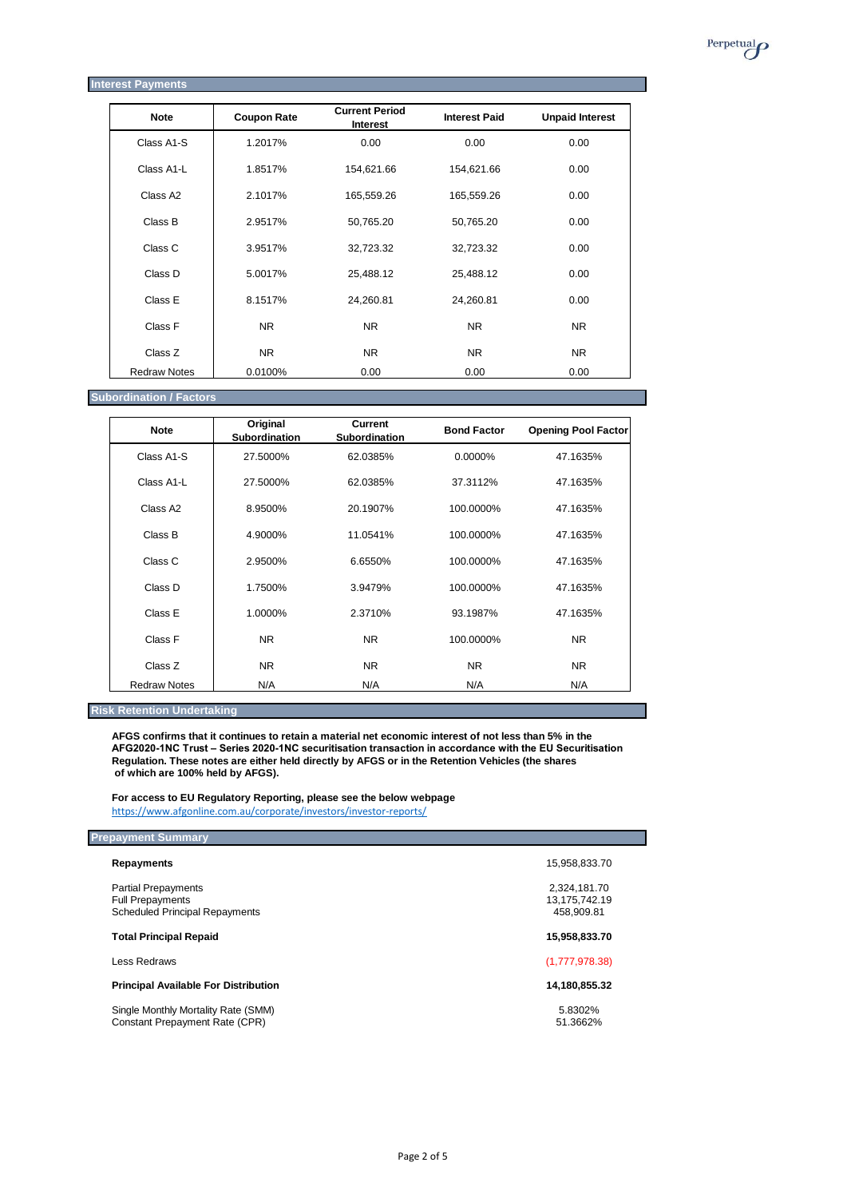## Interest Payments

| Note | Coupon Rate | Current Period Interest | Interest Paid | Unpaid Interest |
|---|---|---|---|---|
| Class A1-S | 1.2017% | 0.00 | 0.00 | 0.00 |
| Class A1-L | 1.8517% | 154,621.66 | 154,621.66 | 0.00 |
| Class A2 | 2.1017% | 165,559.26 | 165,559.26 | 0.00 |
| Class B | 2.9517% | 50,765.20 | 50,765.20 | 0.00 |
| Class C | 3.9517% | 32,723.32 | 32,723.32 | 0.00 |
| Class D | 5.0017% | 25,488.12 | 25,488.12 | 0.00 |
| Class E | 8.1517% | 24,260.81 | 24,260.81 | 0.00 |
| Class F | NR | NR | NR | NR |
| Class Z | NR | NR | NR | NR |
| Redraw Notes | 0.0100% | 0.00 | 0.00 | 0.00 |

## Subordination / Factors

| Note | Original Subordination | Current Subordination | Bond Factor | Opening Pool Factor |
|---|---|---|---|---|
| Class A1-S | 27.5000% | 62.0385% | 0.0000% | 47.1635% |
| Class A1-L | 27.5000% | 62.0385% | 37.3112% | 47.1635% |
| Class A2 | 8.9500% | 20.1907% | 100.0000% | 47.1635% |
| Class B | 4.9000% | 11.0541% | 100.0000% | 47.1635% |
| Class C | 2.9500% | 6.6550% | 100.0000% | 47.1635% |
| Class D | 1.7500% | 3.9479% | 100.0000% | 47.1635% |
| Class E | 1.0000% | 2.3710% | 93.1987% | 47.1635% |
| Class F | NR | NR | 100.0000% | NR |
| Class Z | NR | NR | NR | NR |
| Redraw Notes | N/A | N/A | N/A | N/A |

## Risk Retention Undertaking

**AFGS confirms that it continues to retain a material net economic interest of not less than 5% in the AFG2020-1NC Trust – Series 2020-1NC securitisation transaction in accordance with the EU Securitisation Regulation. These notes are either held directly by AFGS or in the Retention Vehicles (the shares of which are 100% held by AFGS).**

**For access to EU Regulatory Reporting, please see the below webpage**
https://www.afgonline.com.au/corporate/investors/investor-reports/

## Prepayment Summary

| | |
|---|---|
| **Repayments** | 15,958,833.70 |
| Partial Prepayments | 2,324,181.70 |
| Full Prepayments | 13,175,742.19 |
| Scheduled Principal Repayments | 458,909.81 |
| **Total Principal Repaid** | **15,958,833.70** |
| Less Redraws | (1,777,978.38) |
| **Principal Available For Distribution** | **14,180,855.32** |
| Single Monthly Mortality Rate (SMM) | 5.8302% |
| Constant Prepayment Rate (CPR) | 51.3662% |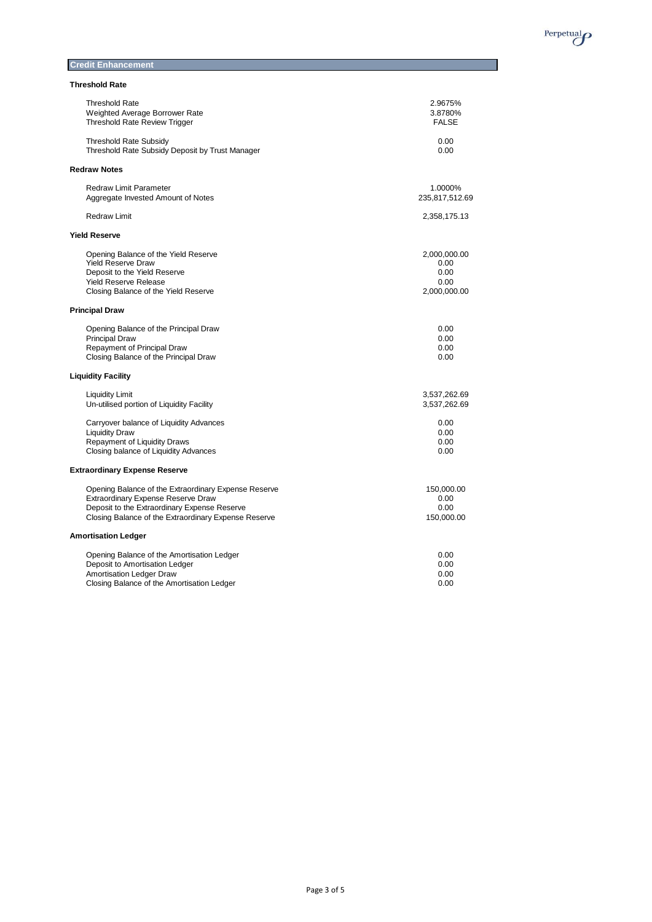## Credit Enhancement

### Threshold Rate

| | |
|---|---|
| Threshold Rate | 2.9675% |
| Weighted Average Borrower Rate | 3.8780% |
| Threshold Rate Review Trigger | FALSE |
| Threshold Rate Subsidy | 0.00 |
| Threshold Rate Subsidy Deposit by Trust Manager | 0.00 |

### Redraw Notes

| | |
|---|---|
| Redraw Limit Parameter | 1.0000% |
| Aggregate Invested Amount of Notes | 235,817,512.69 |
| Redraw Limit | 2,358,175.13 |

### Yield Reserve

| | |
|---|---|
| Opening Balance of the Yield Reserve | 2,000,000.00 |
| Yield Reserve Draw | 0.00 |
| Deposit to the Yield Reserve | 0.00 |
| Yield Reserve Release | 0.00 |
| Closing Balance of the Yield Reserve | 2,000,000.00 |

### Principal Draw

| | |
|---|---|
| Opening Balance of the Principal Draw | 0.00 |
| Principal Draw | 0.00 |
| Repayment of Principal Draw | 0.00 |
| Closing Balance of the Principal Draw | 0.00 |

### Liquidity Facility

| | |
|---|---|
| Liquidity Limit | 3,537,262.69 |
| Un-utilised portion of Liquidity Facility | 3,537,262.69 |
| Carryover balance of Liquidity Advances | 0.00 |
| Liquidity Draw | 0.00 |
| Repayment of Liquidity Draws | 0.00 |
| Closing balance of Liquidity Advances | 0.00 |

### Extraordinary Expense Reserve

| | |
|---|---|
| Opening Balance of the Extraordinary Expense Reserve | 150,000.00 |
| Extraordinary Expense Reserve Draw | 0.00 |
| Deposit to the Extraordinary Expense Reserve | 0.00 |
| Closing Balance of the Extraordinary Expense Reserve | 150,000.00 |

### Amortisation Ledger

| | |
|---|---|
| Opening Balance of the Amortisation Ledger | 0.00 |
| Deposit to Amortisation Ledger | 0.00 |
| Amortisation Ledger Draw | 0.00 |
| Closing Balance of the Amortisation Ledger | 0.00 |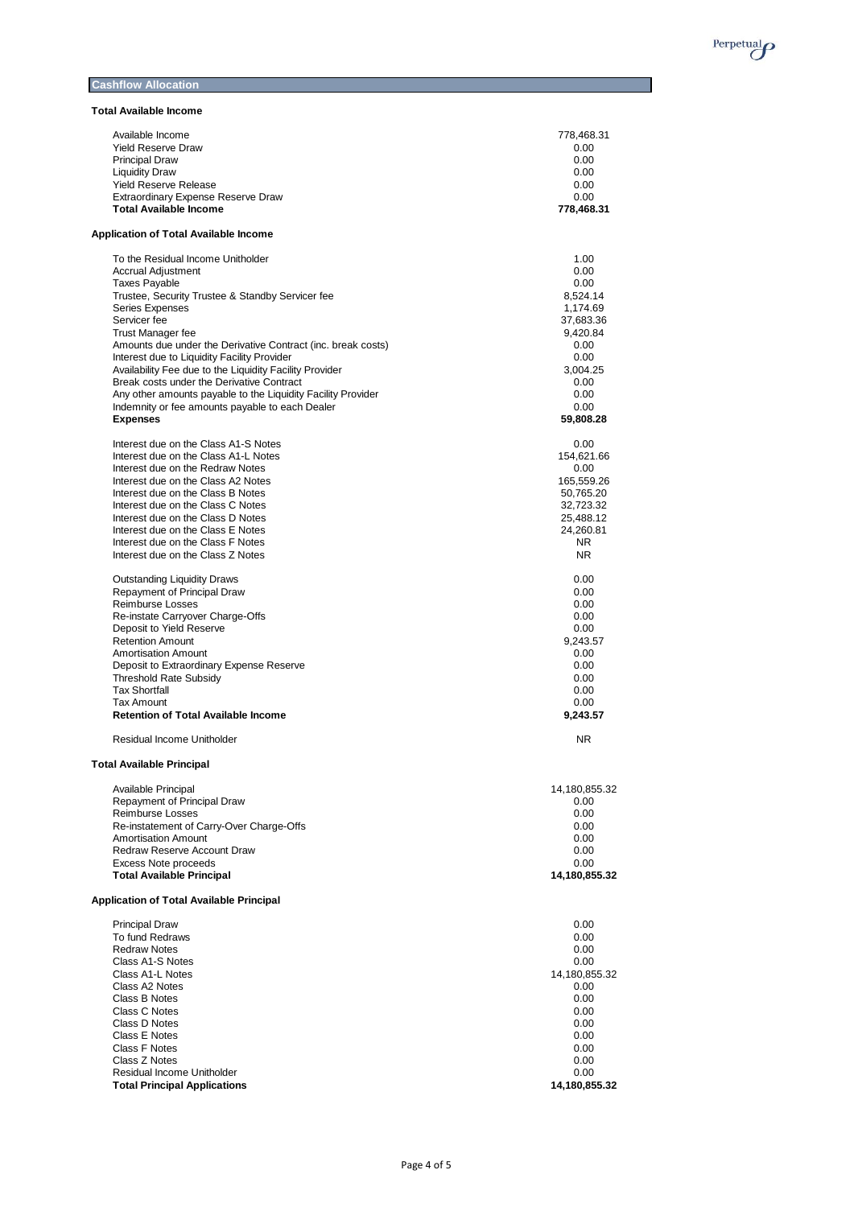## Cashflow Allocation

### Total Available Income

| | |
|---|---|
| Available Income | 778,468.31 |
| Yield Reserve Draw | 0.00 |
| Principal Draw | 0.00 |
| Liquidity Draw | 0.00 |
| Yield Reserve Release | 0.00 |
| Extraordinary Expense Reserve Draw | 0.00 |
| **Total Available Income** | **778,468.31** |

### Application of Total Available Income

| | |
|---|---|
| To the Residual Income Unitholder | 1.00 |
| Accrual Adjustment | 0.00 |
| Taxes Payable | 0.00 |
| Trustee, Security Trustee & Standby Servicer fee | 8,524.14 |
| Series Expenses | 1,174.69 |
| Servicer fee | 37,683.36 |
| Trust Manager fee | 9,420.84 |
| Amounts due under the Derivative Contract (inc. break costs) | 0.00 |
| Interest due to Liquidity Facility Provider | 0.00 |
| Availability Fee due to the Liquidity Facility Provider | 3,004.25 |
| Break costs under the Derivative Contract | 0.00 |
| Any other amounts payable to the Liquidity Facility Provider | 0.00 |
| Indemnity or fee amounts payable to each Dealer | 0.00 |
| **Expenses** | **59,808.28** |
| | |
| Interest due on the Class A1-S Notes | 0.00 |
| Interest due on the Class A1-L Notes | 154,621.66 |
| Interest due on the Redraw Notes | 0.00 |
| Interest due on the Class A2 Notes | 165,559.26 |
| Interest due on the Class B Notes | 50,765.20 |
| Interest due on the Class C Notes | 32,723.32 |
| Interest due on the Class D Notes | 25,488.12 |
| Interest due on the Class E Notes | 24,260.81 |
| Interest due on the Class F Notes | NR |
| Interest due on the Class Z Notes | NR |
| | |
| Outstanding Liquidity Draws | 0.00 |
| Repayment of Principal Draw | 0.00 |
| Reimburse Losses | 0.00 |
| Re-instate Carryover Charge-Offs | 0.00 |
| Deposit to Yield Reserve | 0.00 |
| Retention Amount | 9,243.57 |
| Amortisation Amount | 0.00 |
| Deposit to Extraordinary Expense Reserve | 0.00 |
| Threshold Rate Subsidy | 0.00 |
| Tax Shortfall | 0.00 |
| Tax Amount | 0.00 |
| **Retention of Total Available Income** | **9,243.57** |
| | |
| Residual Income Unitholder | NR |

### Total Available Principal

| | |
|---|---|
| Available Principal | 14,180,855.32 |
| Repayment of Principal Draw | 0.00 |
| Reimburse Losses | 0.00 |
| Re-instatement of Carry-Over Charge-Offs | 0.00 |
| Amortisation Amount | 0.00 |
| Redraw Reserve Account Draw | 0.00 |
| Excess Note proceeds | 0.00 |
| **Total Available Principal** | **14,180,855.32** |

### Application of Total Available Principal

| | |
|---|---|
| Principal Draw | 0.00 |
| To fund Redraws | 0.00 |
| Redraw Notes | 0.00 |
| Class A1-S Notes | 0.00 |
| Class A1-L Notes | 14,180,855.32 |
| Class A2 Notes | 0.00 |
| Class B Notes | 0.00 |
| Class C Notes | 0.00 |
| Class D Notes | 0.00 |
| Class E Notes | 0.00 |
| Class F Notes | 0.00 |
| Class Z Notes | 0.00 |
| Residual Income Unitholder | 0.00 |
| **Total Principal Applications** | **14,180,855.32** |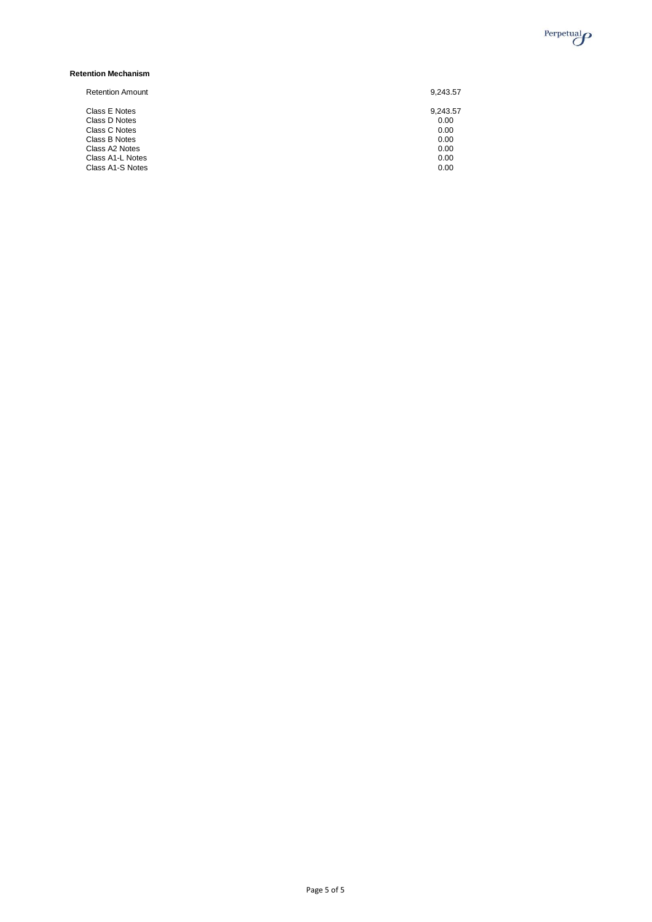**Retention Mechanism**

| | |
|---|---|
| Retention Amount | 9,243.57 |
| Class E Notes | 9,243.57 |
| Class D Notes | 0.00 |
| Class C Notes | 0.00 |
| Class B Notes | 0.00 |
| Class A2 Notes | 0.00 |
| Class A1-L Notes | 0.00 |
| Class A1-S Notes | 0.00 |